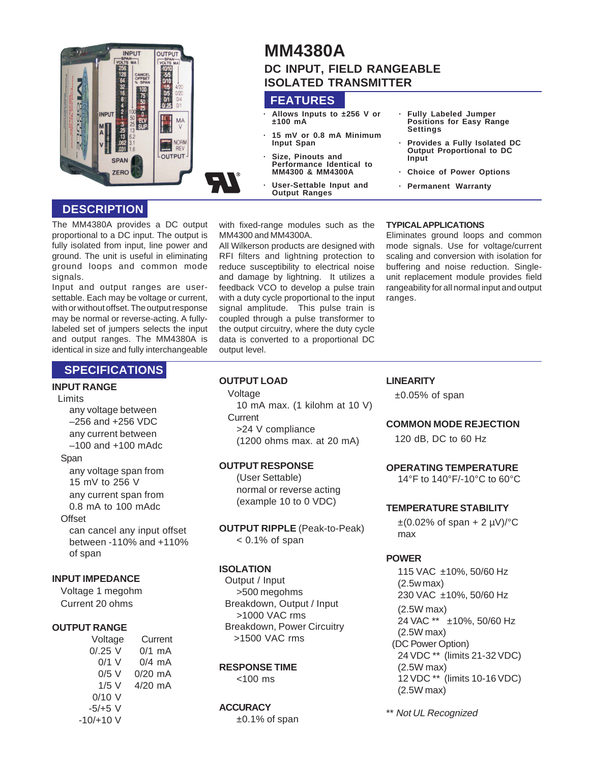# MM4380A

## DC INPUT, FIELD RANGEABLE ISOLATED TRANSMITTER

## FEATURES

- Allows Inputs to ±256 V or ±100 mA
- 15 mV or 0.8 mA Minimum Input Span
- Size, Pinouts and Performance Identical to MM4300 & MM4300A
- User-Settable Input and Output Ranges
- Fully Labeled Jumper Positions for Easy Range Settings
- Provides a Fully Isolated DC Output Proportional to DC Input
- Choice of Power Options
- Permanent Warranty

## DESCRIPTION

The MM4380A provides a DC output proportional to a DC input. The output is fully isolated from input, line power and ground. The unit is useful in eliminating ground loops and common mode signals.

Input and output ranges are user-settable. Each may be voltage or current, with or without offset. The output response may be normal or reverse-acting. A fully-labeled set of jumpers selects the input and output ranges. The MM4380A is identical in size and fully interchangeable with fixed-range modules such as the MM4300 and MM4300A.

All Wilkerson products are designed with RFI filters and lightning protection to reduce susceptibility to electrical noise and damage by lightning. It utilizes a feedback VCO to develop a pulse train with a duty cycle proportional to the input signal amplitude. This pulse train is coupled through a pulse transformer to the output circuitry, where the duty cycle data is converted to a proportional DC output level.

### TYPICAL APPLICATIONS

Eliminates ground loops and common mode signals. Use for voltage/current scaling and conversion with isolation for buffering and noise reduction. Single-unit replacement module provides field rangeability for all normal input and output ranges.

## SPECIFICATIONS

### INPUT RANGE

Limits
- any voltage between –256 and +256 VDC
- any current between –100 and +100 mAdc

Span
- any voltage span from 15 mV to 256 V
- any current span from 0.8 mA to 100 mAdc

Offset
- can cancel any input offset between -110% and +110% of span

### INPUT IMPEDANCE

Voltage 1 megohm
Current 20 ohms

### OUTPUT RANGE

| Voltage | Current |
|---|---|
| 0/.25 V | 0/1 mA |
| 0/1 V | 0/4 mA |
| 0/5 V | 0/20 mA |
| 1/5 V | 4/20 mA |
| 0/10 V | |
| -5/+5 V | |
| -10/+10 V | |

### OUTPUT LOAD

Voltage
- 10 mA max. (1 kilohm at 10 V)

Current
- >24 V compliance
- (1200 ohms max. at 20 mA)

### OUTPUT RESPONSE

(User Settable)
normal or reverse acting
(example 10 to 0 VDC)

### OUTPUT RIPPLE (Peak-to-Peak)

< 0.1% of span

### ISOLATION

Output / Input
- >500 megohms

Breakdown, Output / Input
- >1000 VAC rms

Breakdown, Power Circuitry
- >1500 VAC rms

### RESPONSE TIME

<100 ms

### ACCURACY

±0.1% of span

### LINEARITY

±0.05% of span

### COMMON MODE REJECTION

120 dB, DC to 60 Hz

### OPERATING TEMPERATURE

14°F to 140°F/-10°C to 60°C

### TEMPERATURE STABILITY

±(0.02% of span + 2 µV)/°C max

### POWER

115 VAC ±10%, 50/60 Hz (2.5w max)
230 VAC ±10%, 50/60 Hz (2.5W max)
24 VAC ** ±10%, 50/60 Hz (2.5W max)

(DC Power Option)
24 VDC ** (limits 21-32 VDC) (2.5W max)
12 VDC ** (limits 10-16 VDC) (2.5W max)

*** Not UL Recognized*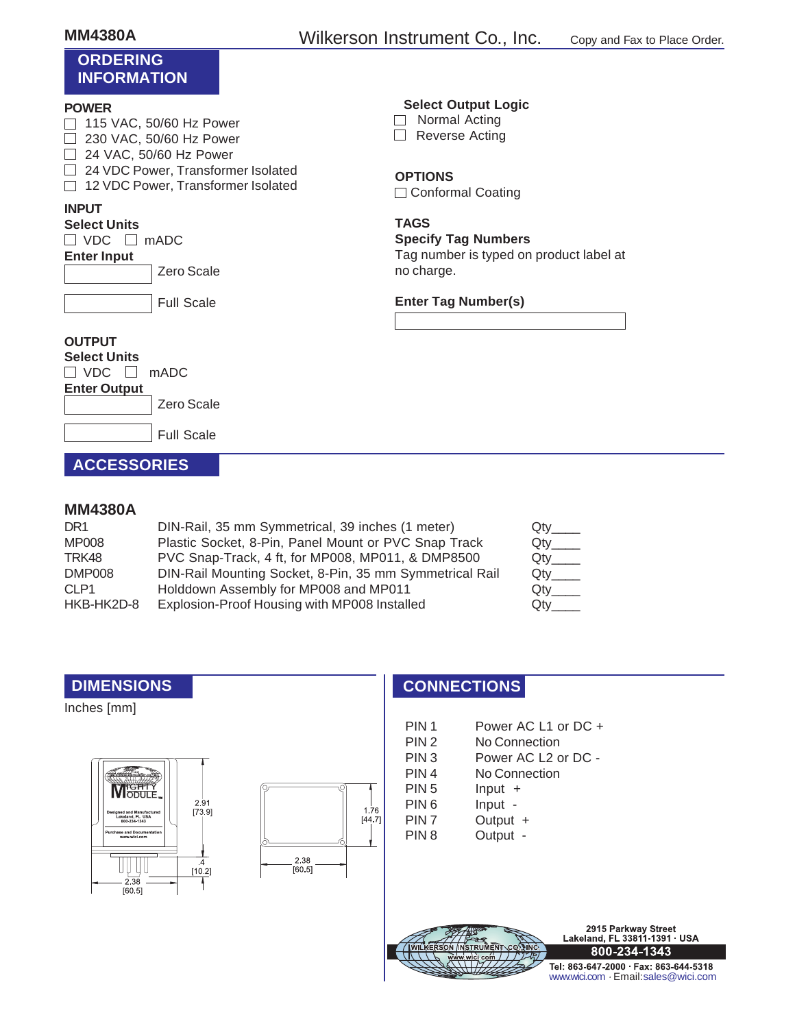# ORDERING INFORMATION

## POWER

- ☐ 115 VAC, 50/60 Hz Power
- ☐ 230 VAC, 50/60 Hz Power
- ☐ 24 VAC, 50/60 Hz Power
- ☐ 24 VDC Power, Transformer Isolated
- ☐ 12 VDC Power, Transformer Isolated

## INPUT

**Select Units**

☐ VDC ☐ mADC

**Enter Input**

\_\_\_\_\_\_\_\_ Zero Scale

\_\_\_\_\_\_\_\_ Full Scale

## OUTPUT

**Select Units**

☐ VDC ☐ mADC

**Enter Output**

\_\_\_\_\_\_\_\_ Zero Scale

\_\_\_\_\_\_\_\_ Full Scale

**Select Output Logic**

- ☐ Normal Acting
- ☐ Reverse Acting

## OPTIONS

☐ Conformal Coating

## TAGS

**Specify Tag Numbers**

Tag number is typed on product label at no charge.

**Enter Tag Number(s)**

\_\_\_\_\_\_\_\_\_\_\_\_\_\_\_\_

# ACCESSORIES

## MM4380A

| | | |
|---|---|---|
| DR1 | DIN-Rail, 35 mm Symmetrical, 39 inches (1 meter) | Qty\_\_\_\_ |
| MP008 | Plastic Socket, 8-Pin, Panel Mount or PVC Snap Track | Qty\_\_\_\_ |
| TRK48 | PVC Snap-Track, 4 ft, for MP008, MP011, & DMP8500 | Qty\_\_\_\_ |
| DMP008 | DIN-Rail Mounting Socket, 8-Pin, 35 mm Symmetrical Rail | Qty\_\_\_\_ |
| CLP1 | Holddown Assembly for MP008 and MP011 | Qty\_\_\_\_ |
| HKB-HK2D-8 | Explosion-Proof Housing with MP008 Installed | Qty\_\_\_\_ |

# DIMENSIONS

Inches [mm]

2.91 [73.9]

.4 [10.2]

2.38 [60.5]

1.76 [44.7]

2.38 [60.5]

# CONNECTIONS

| | |
|---|---|
| PIN 1 | Power AC L1 or DC + |
| PIN 2 | No Connection |
| PIN 3 | Power AC L2 or DC - |
| PIN 4 | No Connection |
| PIN 5 | Input + |
| PIN 6 | Input - |
| PIN 7 | Output + |
| PIN 8 | Output - |

2915 Parkway Street
Lakeland, FL 33811-1391 · USA
800-234-1343
Tel: 863-647-2000 · Fax: 863-644-5318
www.wici.com · Email: sales@wici.com